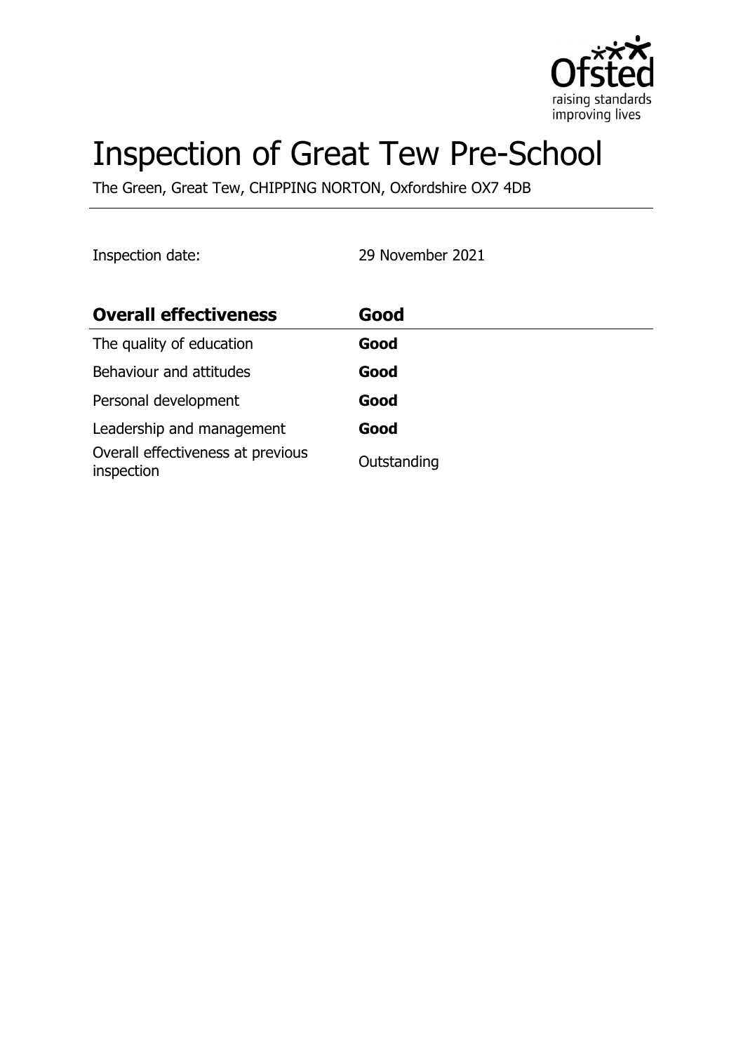# Inspection of Great Tew Pre-School

The Green, Great Tew, CHIPPING NORTON, Oxfordshire OX7 4DB

Inspection date: 29 November 2021

| **Overall effectiveness** | **Good** |
| --- | --- |
| The quality of education | **Good** |
| Behaviour and attitudes | **Good** |
| Personal development | **Good** |
| Leadership and management | **Good** |
| Overall effectiveness at previous inspection | Outstanding |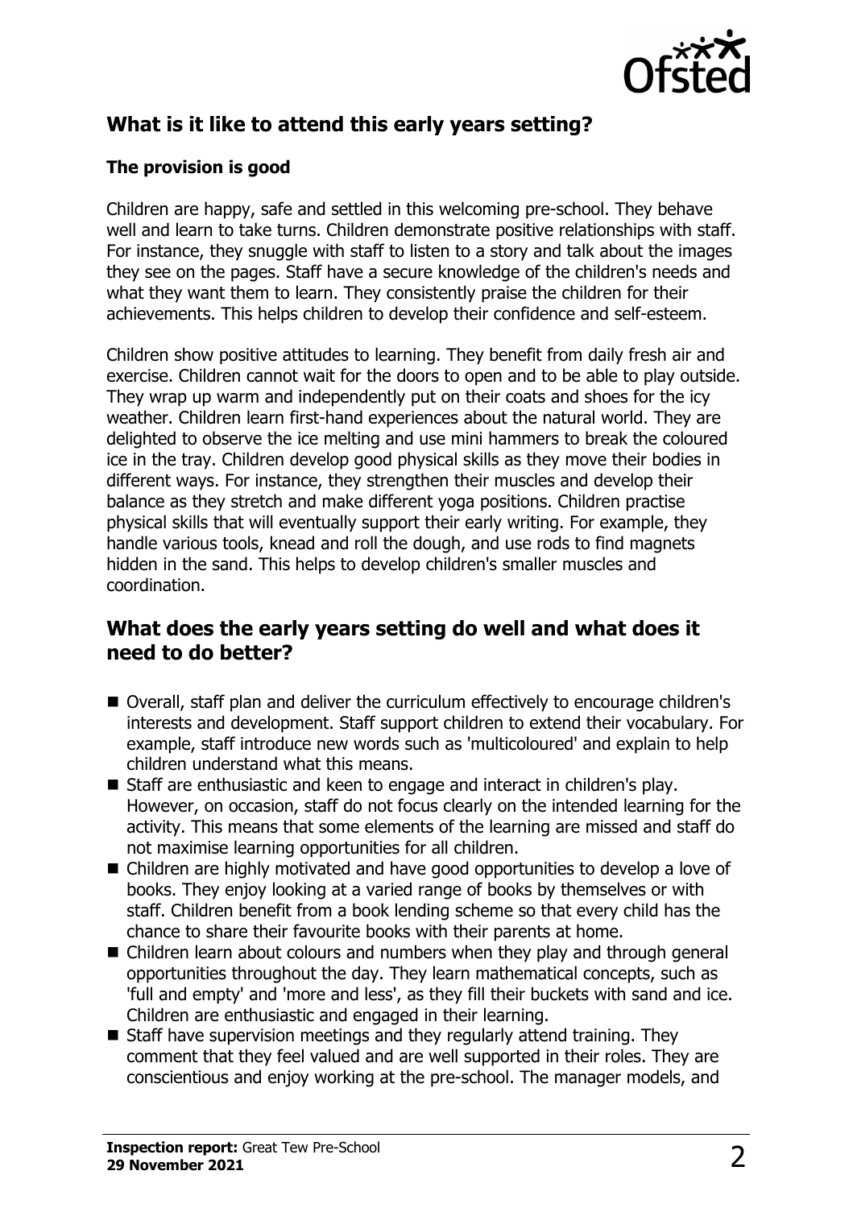## What is it like to attend this early years setting?

### The provision is good

Children are happy, safe and settled in this welcoming pre-school. They behave well and learn to take turns. Children demonstrate positive relationships with staff. For instance, they snuggle with staff to listen to a story and talk about the images they see on the pages. Staff have a secure knowledge of the children's needs and what they want them to learn. They consistently praise the children for their achievements. This helps children to develop their confidence and self-esteem.

Children show positive attitudes to learning. They benefit from daily fresh air and exercise. Children cannot wait for the doors to open and to be able to play outside. They wrap up warm and independently put on their coats and shoes for the icy weather. Children learn first-hand experiences about the natural world. They are delighted to observe the ice melting and use mini hammers to break the coloured ice in the tray. Children develop good physical skills as they move their bodies in different ways. For instance, they strengthen their muscles and develop their balance as they stretch and make different yoga positions. Children practise physical skills that will eventually support their early writing. For example, they handle various tools, knead and roll the dough, and use rods to find magnets hidden in the sand. This helps to develop children's smaller muscles and coordination.

## What does the early years setting do well and what does it need to do better?

- Overall, staff plan and deliver the curriculum effectively to encourage children's interests and development. Staff support children to extend their vocabulary. For example, staff introduce new words such as 'multicoloured' and explain to help children understand what this means.
- Staff are enthusiastic and keen to engage and interact in children's play. However, on occasion, staff do not focus clearly on the intended learning for the activity. This means that some elements of the learning are missed and staff do not maximise learning opportunities for all children.
- Children are highly motivated and have good opportunities to develop a love of books. They enjoy looking at a varied range of books by themselves or with staff. Children benefit from a book lending scheme so that every child has the chance to share their favourite books with their parents at home.
- Children learn about colours and numbers when they play and through general opportunities throughout the day. They learn mathematical concepts, such as 'full and empty' and 'more and less', as they fill their buckets with sand and ice. Children are enthusiastic and engaged in their learning.
- Staff have supervision meetings and they regularly attend training. They comment that they feel valued and are well supported in their roles. They are conscientious and enjoy working at the pre-school. The manager models, and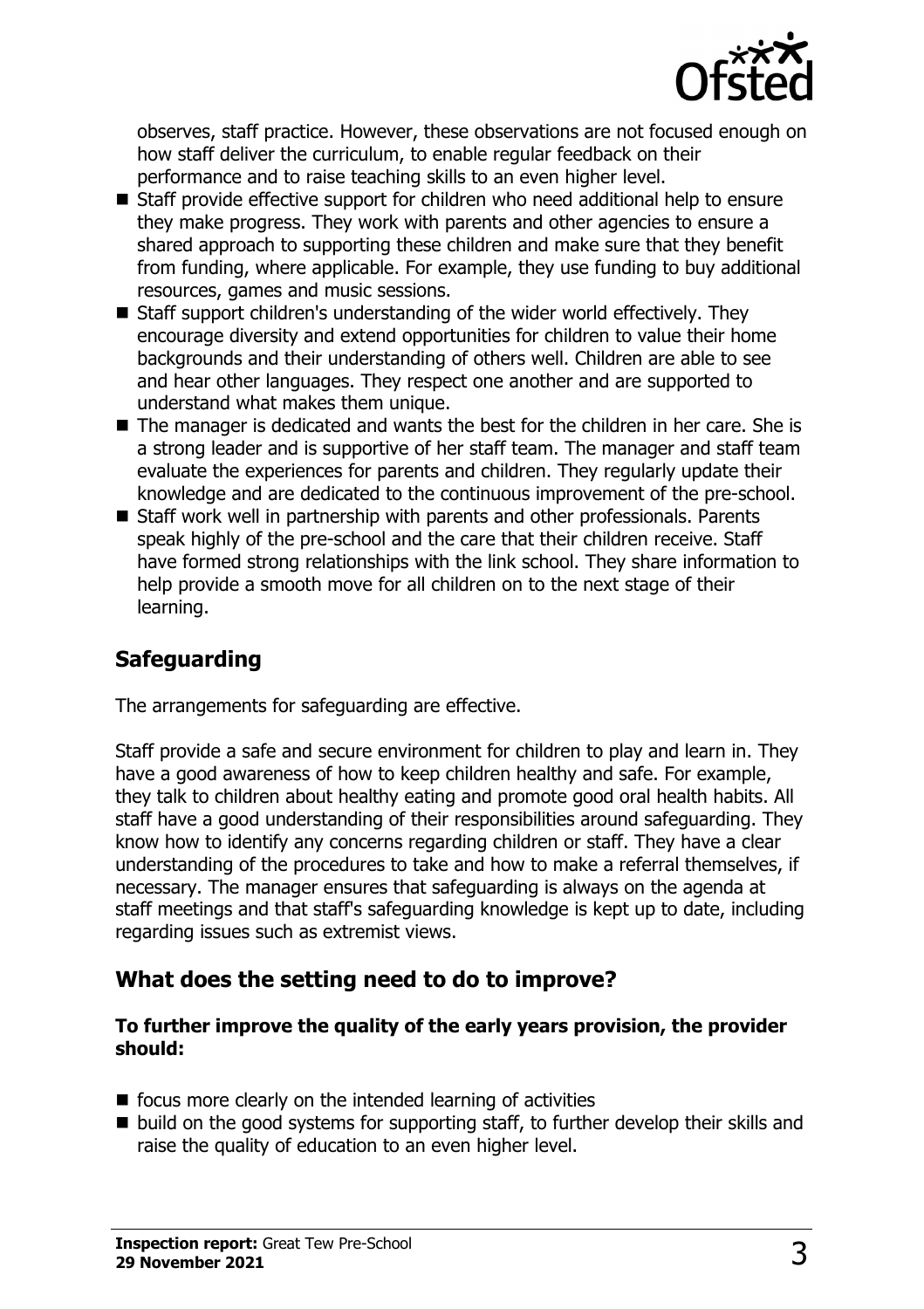observes, staff practice. However, these observations are not focused enough on how staff deliver the curriculum, to enable regular feedback on their performance and to raise teaching skills to an even higher level.

- Staff provide effective support for children who need additional help to ensure they make progress. They work with parents and other agencies to ensure a shared approach to supporting these children and make sure that they benefit from funding, where applicable. For example, they use funding to buy additional resources, games and music sessions.
- Staff support children's understanding of the wider world effectively. They encourage diversity and extend opportunities for children to value their home backgrounds and their understanding of others well. Children are able to see and hear other languages. They respect one another and are supported to understand what makes them unique.
- The manager is dedicated and wants the best for the children in her care. She is a strong leader and is supportive of her staff team. The manager and staff team evaluate the experiences for parents and children. They regularly update their knowledge and are dedicated to the continuous improvement of the pre-school.
- Staff work well in partnership with parents and other professionals. Parents speak highly of the pre-school and the care that their children receive. Staff have formed strong relationships with the link school. They share information to help provide a smooth move for all children on to the next stage of their learning.

## Safeguarding

The arrangements for safeguarding are effective.

Staff provide a safe and secure environment for children to play and learn in. They have a good awareness of how to keep children healthy and safe. For example, they talk to children about healthy eating and promote good oral health habits. All staff have a good understanding of their responsibilities around safeguarding. They know how to identify any concerns regarding children or staff. They have a clear understanding of the procedures to take and how to make a referral themselves, if necessary. The manager ensures that safeguarding is always on the agenda at staff meetings and that staff's safeguarding knowledge is kept up to date, including regarding issues such as extremist views.

## What does the setting need to do to improve?

**To further improve the quality of the early years provision, the provider should:**

- focus more clearly on the intended learning of activities
- build on the good systems for supporting staff, to further develop their skills and raise the quality of education to an even higher level.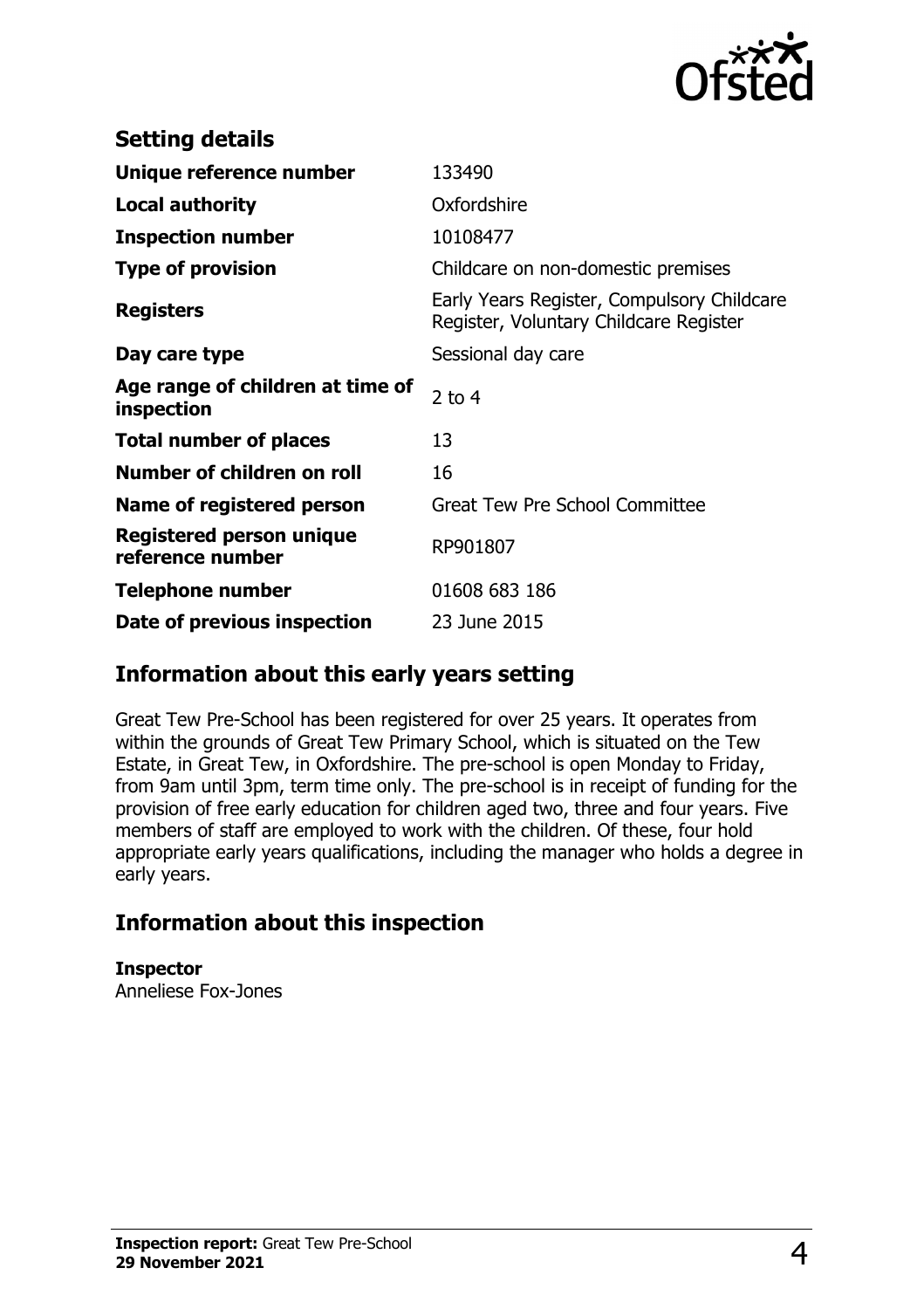## Setting details

| | |
|---|---|
| **Unique reference number** | 133490 |
| **Local authority** | Oxfordshire |
| **Inspection number** | 10108477 |
| **Type of provision** | Childcare on non-domestic premises |
| **Registers** | Early Years Register, Compulsory Childcare Register, Voluntary Childcare Register |
| **Day care type** | Sessional day care |
| **Age range of children at time of inspection** | 2 to 4 |
| **Total number of places** | 13 |
| **Number of children on roll** | 16 |
| **Name of registered person** | Great Tew Pre School Committee |
| **Registered person unique reference number** | RP901807 |
| **Telephone number** | 01608 683 186 |
| **Date of previous inspection** | 23 June 2015 |

## Information about this early years setting

Great Tew Pre-School has been registered for over 25 years. It operates from within the grounds of Great Tew Primary School, which is situated on the Tew Estate, in Great Tew, in Oxfordshire. The pre-school is open Monday to Friday, from 9am until 3pm, term time only. The pre-school is in receipt of funding for the provision of free early education for children aged two, three and four years. Five members of staff are employed to work with the children. Of these, four hold appropriate early years qualifications, including the manager who holds a degree in early years.

## Information about this inspection

**Inspector**
Anneliese Fox-Jones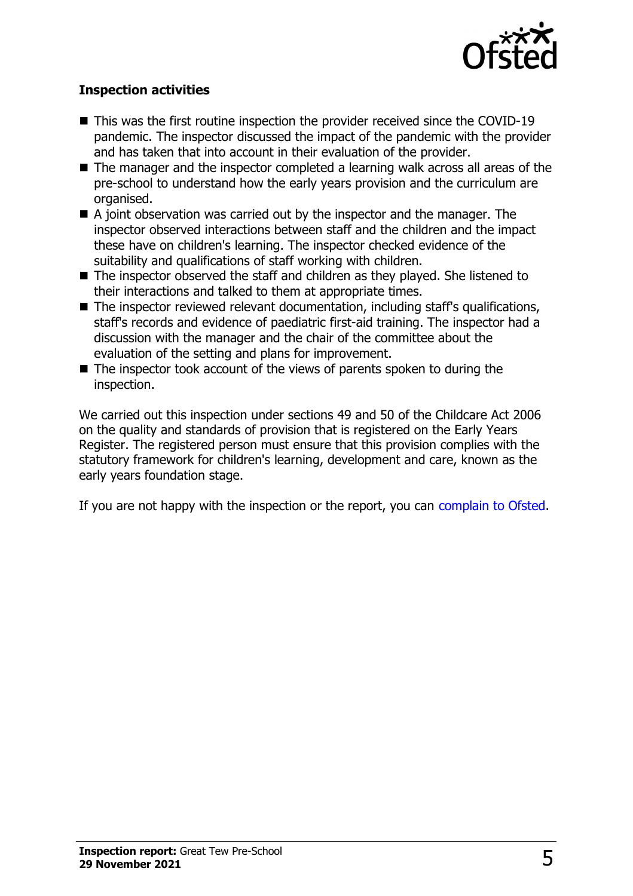**Inspection activities**

- This was the first routine inspection the provider received since the COVID-19 pandemic. The inspector discussed the impact of the pandemic with the provider and has taken that into account in their evaluation of the provider.
- The manager and the inspector completed a learning walk across all areas of the pre-school to understand how the early years provision and the curriculum are organised.
- A joint observation was carried out by the inspector and the manager. The inspector observed interactions between staff and the children and the impact these have on children's learning. The inspector checked evidence of the suitability and qualifications of staff working with children.
- The inspector observed the staff and children as they played. She listened to their interactions and talked to them at appropriate times.
- The inspector reviewed relevant documentation, including staff's qualifications, staff's records and evidence of paediatric first-aid training. The inspector had a discussion with the manager and the chair of the committee about the evaluation of the setting and plans for improvement.
- The inspector took account of the views of parents spoken to during the inspection.

We carried out this inspection under sections 49 and 50 of the Childcare Act 2006 on the quality and standards of provision that is registered on the Early Years Register. The registered person must ensure that this provision complies with the statutory framework for children's learning, development and care, known as the early years foundation stage.

If you are not happy with the inspection or the report, you can complain to Ofsted.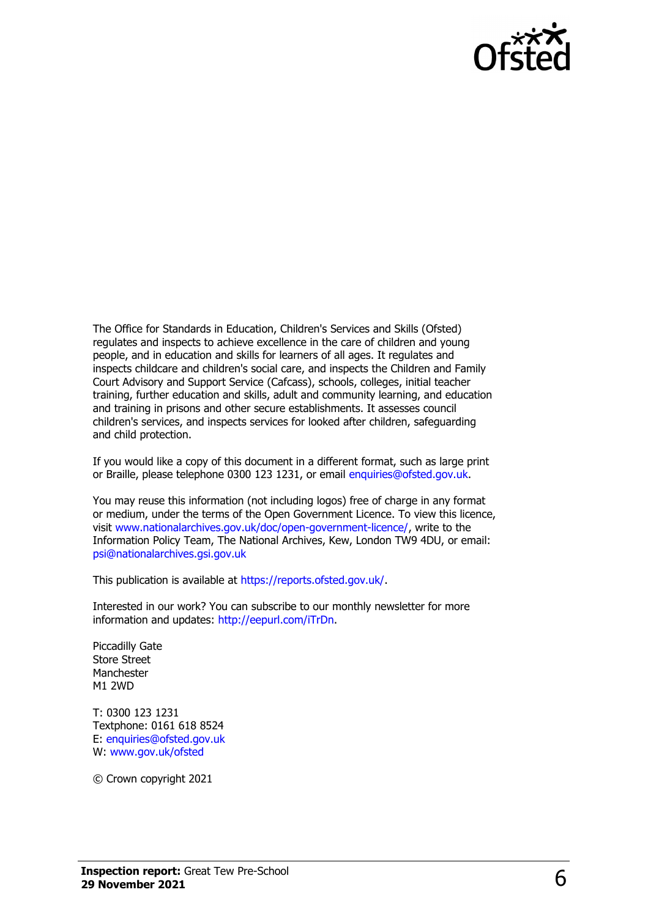The Office for Standards in Education, Children's Services and Skills (Ofsted) regulates and inspects to achieve excellence in the care of children and young people, and in education and skills for learners of all ages. It regulates and inspects childcare and children's social care, and inspects the Children and Family Court Advisory and Support Service (Cafcass), schools, colleges, initial teacher training, further education and skills, adult and community learning, and education and training in prisons and other secure establishments. It assesses council children's services, and inspects services for looked after children, safeguarding and child protection.

If you would like a copy of this document in a different format, such as large print or Braille, please telephone 0300 123 1231, or email enquiries@ofsted.gov.uk.

You may reuse this information (not including logos) free of charge in any format or medium, under the terms of the Open Government Licence. To view this licence, visit www.nationalarchives.gov.uk/doc/open-government-licence/, write to the Information Policy Team, The National Archives, Kew, London TW9 4DU, or email: psi@nationalarchives.gsi.gov.uk

This publication is available at https://reports.ofsted.gov.uk/.

Interested in our work? You can subscribe to our monthly newsletter for more information and updates: http://eepurl.com/iTrDn.

Piccadilly Gate
Store Street
Manchester
M1 2WD

T: 0300 123 1231
Textphone: 0161 618 8524
E: enquiries@ofsted.gov.uk
W: www.gov.uk/ofsted

© Crown copyright 2021